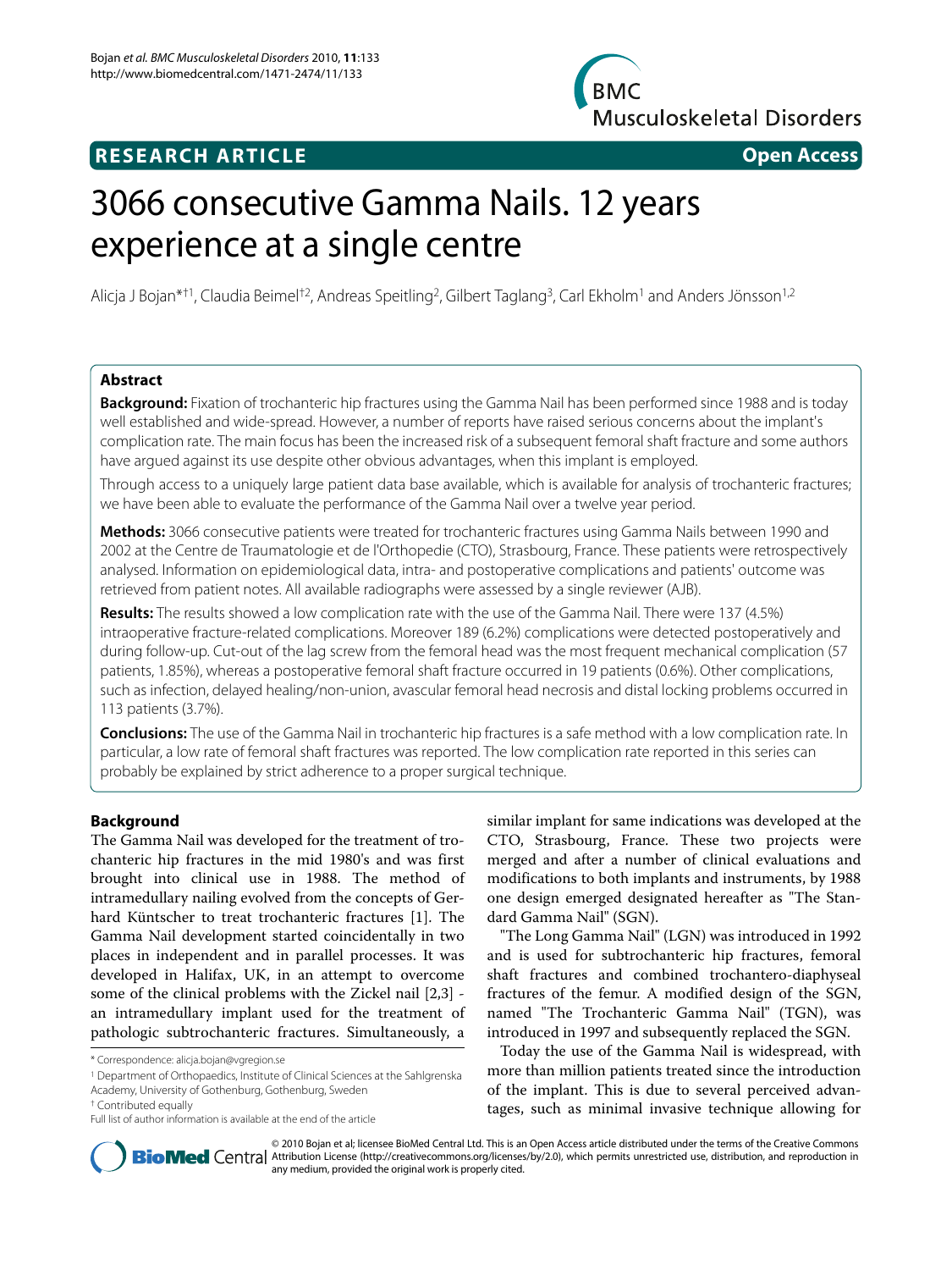**RESEARCH ARTICLE** **Open Access**

# 3066 consecutive Gamma Nails. 12 years experience at a single centre

Alicja J Bojan*†1, Claudia Beimel†2, Andreas Speitling2, Gilbert Taglang3, Carl Ekholm1 and Anders Jönsson1,2

## Abstract

**Background:** Fixation of trochanteric hip fractures using the Gamma Nail has been performed since 1988 and is today well established and wide-spread. However, a number of reports have raised serious concerns about the implant's complication rate. The main focus has been the increased risk of a subsequent femoral shaft fracture and some authors have argued against its use despite other obvious advantages, when this implant is employed.

Through access to a uniquely large patient data base available, which is available for analysis of trochanteric fractures; we have been able to evaluate the performance of the Gamma Nail over a twelve year period.

**Methods:** 3066 consecutive patients were treated for trochanteric fractures using Gamma Nails between 1990 and 2002 at the Centre de Traumatologie et de l'Orthopedie (CTO), Strasbourg, France. These patients were retrospectively analysed. Information on epidemiological data, intra- and postoperative complications and patients' outcome was retrieved from patient notes. All available radiographs were assessed by a single reviewer (AJB).

**Results:** The results showed a low complication rate with the use of the Gamma Nail. There were 137 (4.5%) intraoperative fracture-related complications. Moreover 189 (6.2%) complications were detected postoperatively and during follow-up. Cut-out of the lag screw from the femoral head was the most frequent mechanical complication (57 patients, 1.85%), whereas a postoperative femoral shaft fracture occurred in 19 patients (0.6%). Other complications, such as infection, delayed healing/non-union, avascular femoral head necrosis and distal locking problems occurred in 113 patients (3.7%).

**Conclusions:** The use of the Gamma Nail in trochanteric hip fractures is a safe method with a low complication rate. In particular, a low rate of femoral shaft fractures was reported. The low complication rate reported in this series can probably be explained by strict adherence to a proper surgical technique.

## Background

The Gamma Nail was developed for the treatment of trochanteric hip fractures in the mid 1980's and was first brought into clinical use in 1988. The method of intramedullary nailing evolved from the concepts of Gerhard Küntscher to treat trochanteric fractures [1]. The Gamma Nail development started coincidentally in two places in independent and in parallel processes. It was developed in Halifax, UK, in an attempt to overcome some of the clinical problems with the Zickel nail [2,3] - an intramedullary implant used for the treatment of pathologic subtrochanteric fractures. Simultaneously, a similar implant for same indications was developed at the CTO, Strasbourg, France. These two projects were merged and after a number of clinical evaluations and modifications to both implants and instruments, by 1988 one design emerged designated hereafter as "The Standard Gamma Nail" (SGN).

"The Long Gamma Nail" (LGN) was introduced in 1992 and is used for subtrochanteric hip fractures, femoral shaft fractures and combined trochantero-diaphyseal fractures of the femur. A modified design of the SGN, named "The Trochanteric Gamma Nail" (TGN), was introduced in 1997 and subsequently replaced the SGN.

Today the use of the Gamma Nail is widespread, with more than million patients treated since the introduction of the implant. This is due to several perceived advantages, such as minimal invasive technique allowing for

\* Correspondence: alicja.bojan@vgregion.se

1 Department of Orthopaedics, Institute of Clinical Sciences at the Sahlgrenska Academy, University of Gothenburg, Gothenburg, Sweden

† Contributed equally

Full list of author information is available at the end of the article

© 2010 Bojan et al; licensee BioMed Central Ltd. This is an Open Access article distributed under the terms of the Creative Commons Attribution License (http://creativecommons.org/licenses/by/2.0), which permits unrestricted use, distribution, and reproduction in any medium, provided the original work is properly cited.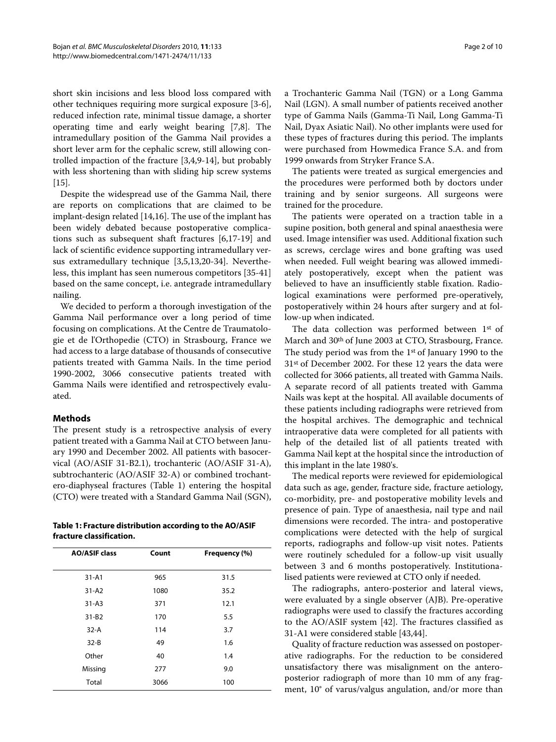short skin incisions and less blood loss compared with other techniques requiring more surgical exposure [3-6], reduced infection rate, minimal tissue damage, a shorter operating time and early weight bearing [7,8]. The intramedullary position of the Gamma Nail provides a short lever arm for the cephalic screw, still allowing controlled impaction of the fracture [3,4,9-14], but probably with less shortening than with sliding hip screw systems [15].

Despite the widespread use of the Gamma Nail, there are reports on complications that are claimed to be implant-design related [14,16]. The use of the implant has been widely debated because postoperative complications such as subsequent shaft fractures [6,17-19] and lack of scientific evidence supporting intramedullary versus extramedullary technique [3,5,13,20-34]. Nevertheless, this implant has seen numerous competitors [35-41] based on the same concept, i.e. antegrade intramedullary nailing.

We decided to perform a thorough investigation of the Gamma Nail performance over a long period of time focusing on complications. At the Centre de Traumatologie et de l'Orthopedie (CTO) in Strasbourg, France we had access to a large database of thousands of consecutive patients treated with Gamma Nails. In the time period 1990-2002, 3066 consecutive patients treated with Gamma Nails were identified and retrospectively evaluated.

## Methods

The present study is a retrospective analysis of every patient treated with a Gamma Nail at CTO between January 1990 and December 2002. All patients with basocervical (AO/ASIF 31-B2.1), trochanteric (AO/ASIF 31-A), subtrochanteric (AO/ASIF 32-A) or combined trochantero-diaphyseal fractures (Table 1) entering the hospital (CTO) were treated with a Standard Gamma Nail (SGN), a Trochanteric Gamma Nail (TGN) or a Long Gamma Nail (LGN). A small number of patients received another type of Gamma Nails (Gamma-Ti Nail, Long Gamma-Ti Nail, Dyax Asiatic Nail). No other implants were used for these types of fractures during this period. The implants were purchased from Howmedica France S.A. and from 1999 onwards from Stryker France S.A.

**Table 1: Fracture distribution according to the AO/ASIF fracture classification.**

| AO/ASIF class | Count | Frequency (%) |
| --- | --- | --- |
| 31-A1 | 965 | 31.5 |
| 31-A2 | 1080 | 35.2 |
| 31-A3 | 371 | 12.1 |
| 31-B2 | 170 | 5.5 |
| 32-A | 114 | 3.7 |
| 32-B | 49 | 1.6 |
| Other | 40 | 1.4 |
| Missing | 277 | 9.0 |
| Total | 3066 | 100 |

The patients were treated as surgical emergencies and the procedures were performed both by doctors under training and by senior surgeons. All surgeons were trained for the procedure.

The patients were operated on a traction table in a supine position, both general and spinal anaesthesia were used. Image intensifier was used. Additional fixation such as screws, cerclage wires and bone grafting was used when needed. Full weight bearing was allowed immediately postoperatively, except when the patient was believed to have an insufficiently stable fixation. Radiological examinations were performed pre-operatively, postoperatively within 24 hours after surgery and at follow-up when indicated.

The data collection was performed between 1st of March and 30th of June 2003 at CTO, Strasbourg, France. The study period was from the 1st of January 1990 to the 31st of December 2002. For these 12 years the data were collected for 3066 patients, all treated with Gamma Nails. A separate record of all patients treated with Gamma Nails was kept at the hospital. All available documents of these patients including radiographs were retrieved from the hospital archives. The demographic and technical intraoperative data were completed for all patients with help of the detailed list of all patients treated with Gamma Nail kept at the hospital since the introduction of this implant in the late 1980's.

The medical reports were reviewed for epidemiological data such as age, gender, fracture side, fracture aetiology, co-morbidity, pre- and postoperative mobility levels and presence of pain. Type of anaesthesia, nail type and nail dimensions were recorded. The intra- and postoperative complications were detected with the help of surgical reports, radiographs and follow-up visit notes. Patients were routinely scheduled for a follow-up visit usually between 3 and 6 months postoperatively. Institutionalised patients were reviewed at CTO only if needed.

The radiographs, antero-posterior and lateral views, were evaluated by a single observer (AJB). Pre-operative radiographs were used to classify the fractures according to the AO/ASIF system [42]. The fractures classified as 31-A1 were considered stable [43,44].

Quality of fracture reduction was assessed on postoperative radiographs. For the reduction to be considered unsatisfactory there was misalignment on the antero-posterior radiograph of more than 10 mm of any fragment, 10° of varus/valgus angulation, and/or more than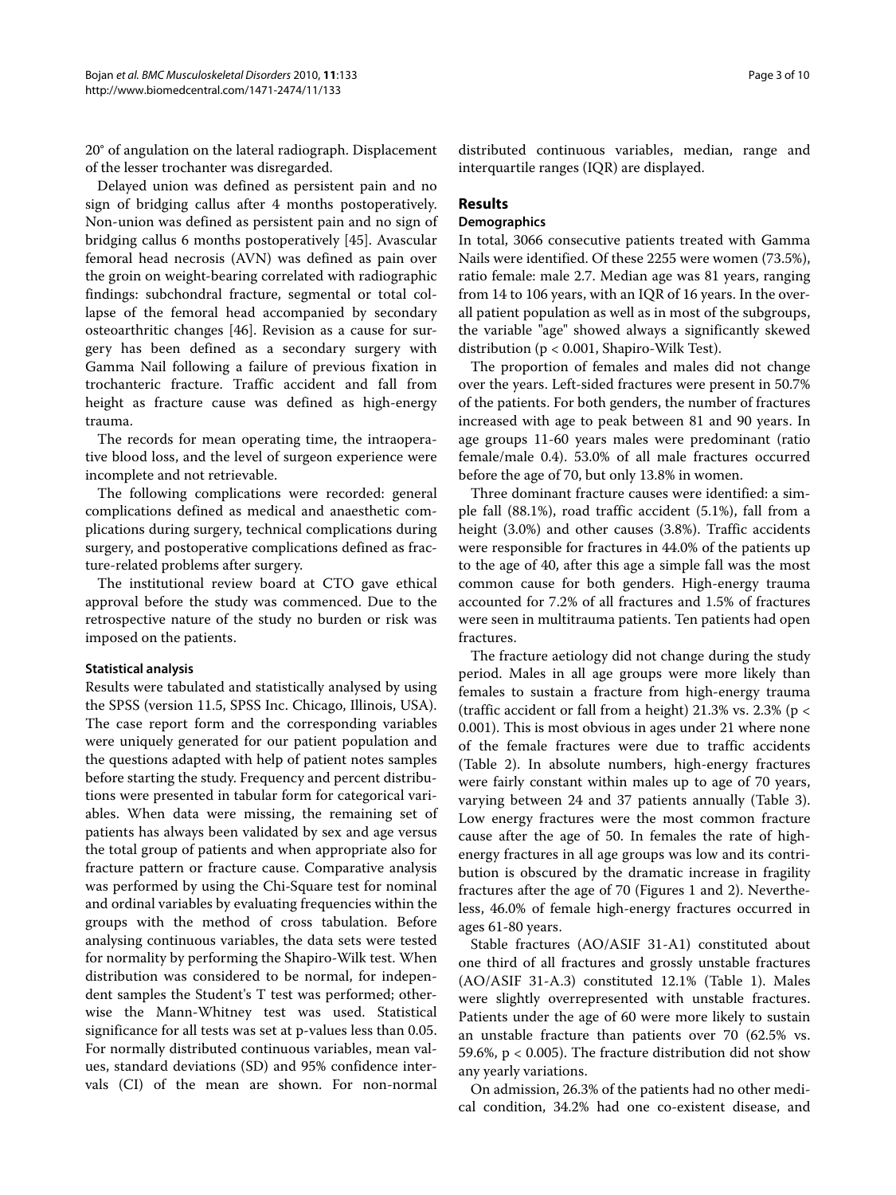20° of angulation on the lateral radiograph. Displacement of the lesser trochanter was disregarded.

Delayed union was defined as persistent pain and no sign of bridging callus after 4 months postoperatively. Non-union was defined as persistent pain and no sign of bridging callus 6 months postoperatively [45]. Avascular femoral head necrosis (AVN) was defined as pain over the groin on weight-bearing correlated with radiographic findings: subchondral fracture, segmental or total collapse of the femoral head accompanied by secondary osteoarthritic changes [46]. Revision as a cause for surgery has been defined as a secondary surgery with Gamma Nail following a failure of previous fixation in trochanteric fracture. Traffic accident and fall from height as fracture cause was defined as high-energy trauma.

The records for mean operating time, the intraoperative blood loss, and the level of surgeon experience were incomplete and not retrievable.

The following complications were recorded: general complications defined as medical and anaesthetic complications during surgery, technical complications during surgery, and postoperative complications defined as fracture-related problems after surgery.

The institutional review board at CTO gave ethical approval before the study was commenced. Due to the retrospective nature of the study no burden or risk was imposed on the patients.

#### Statistical analysis

Results were tabulated and statistically analysed by using the SPSS (version 11.5, SPSS Inc. Chicago, Illinois, USA). The case report form and the corresponding variables were uniquely generated for our patient population and the questions adapted with help of patient notes samples before starting the study. Frequency and percent distributions were presented in tabular form for categorical variables. When data were missing, the remaining set of patients has always been validated by sex and age versus the total group of patients and when appropriate also for fracture pattern or fracture cause. Comparative analysis was performed by using the Chi-Square test for nominal and ordinal variables by evaluating frequencies within the groups with the method of cross tabulation. Before analysing continuous variables, the data sets were tested for normality by performing the Shapiro-Wilk test. When distribution was considered to be normal, for independent samples the Student's T test was performed; otherwise the Mann-Whitney test was used. Statistical significance for all tests was set at p-values less than 0.05. For normally distributed continuous variables, mean values, standard deviations (SD) and 95% confidence intervals (CI) of the mean are shown. For non-normal distributed continuous variables, median, range and interquartile ranges (IQR) are displayed.

## Results

### Demographics

In total, 3066 consecutive patients treated with Gamma Nails were identified. Of these 2255 were women (73.5%), ratio female: male 2.7. Median age was 81 years, ranging from 14 to 106 years, with an IQR of 16 years. In the overall patient population as well as in most of the subgroups, the variable "age" showed always a significantly skewed distribution ($p < 0.001$, Shapiro-Wilk Test).

The proportion of females and males did not change over the years. Left-sided fractures were present in 50.7% of the patients. For both genders, the number of fractures increased with age to peak between 81 and 90 years. In age groups 11-60 years males were predominant (ratio female/male 0.4). 53.0% of all male fractures occurred before the age of 70, but only 13.8% in women.

Three dominant fracture causes were identified: a simple fall (88.1%), road traffic accident (5.1%), fall from a height (3.0%) and other causes (3.8%). Traffic accidents were responsible for fractures in 44.0% of the patients up to the age of 40, after this age a simple fall was the most common cause for both genders. High-energy trauma accounted for 7.2% of all fractures and 1.5% of fractures were seen in multitrauma patients. Ten patients had open fractures.

The fracture aetiology did not change during the study period. Males in all age groups were more likely than females to sustain a fracture from high-energy trauma (traffic accident or fall from a height) 21.3% vs. 2.3% ($p < 0.001$). This is most obvious in ages under 21 where none of the female fractures were due to traffic accidents (Table 2). In absolute numbers, high-energy fractures were fairly constant within males up to age of 70 years, varying between 24 and 37 patients annually (Table 3). Low energy fractures were the most common fracture cause after the age of 50. In females the rate of high-energy fractures in all age groups was low and its contribution is obscured by the dramatic increase in fragility fractures after the age of 70 (Figures 1 and 2). Nevertheless, 46.0% of female high-energy fractures occurred in ages 61-80 years.

Stable fractures (AO/ASIF 31-A1) constituted about one third of all fractures and grossly unstable fractures (AO/ASIF 31-A.3) constituted 12.1% (Table 1). Males were slightly overrepresented with unstable fractures. Patients under the age of 60 were more likely to sustain an unstable fracture than patients over 70 (62.5% vs. 59.6%, $p < 0.005$). The fracture distribution did not show any yearly variations.

On admission, 26.3% of the patients had no other medical condition, 34.2% had one co-existent disease, and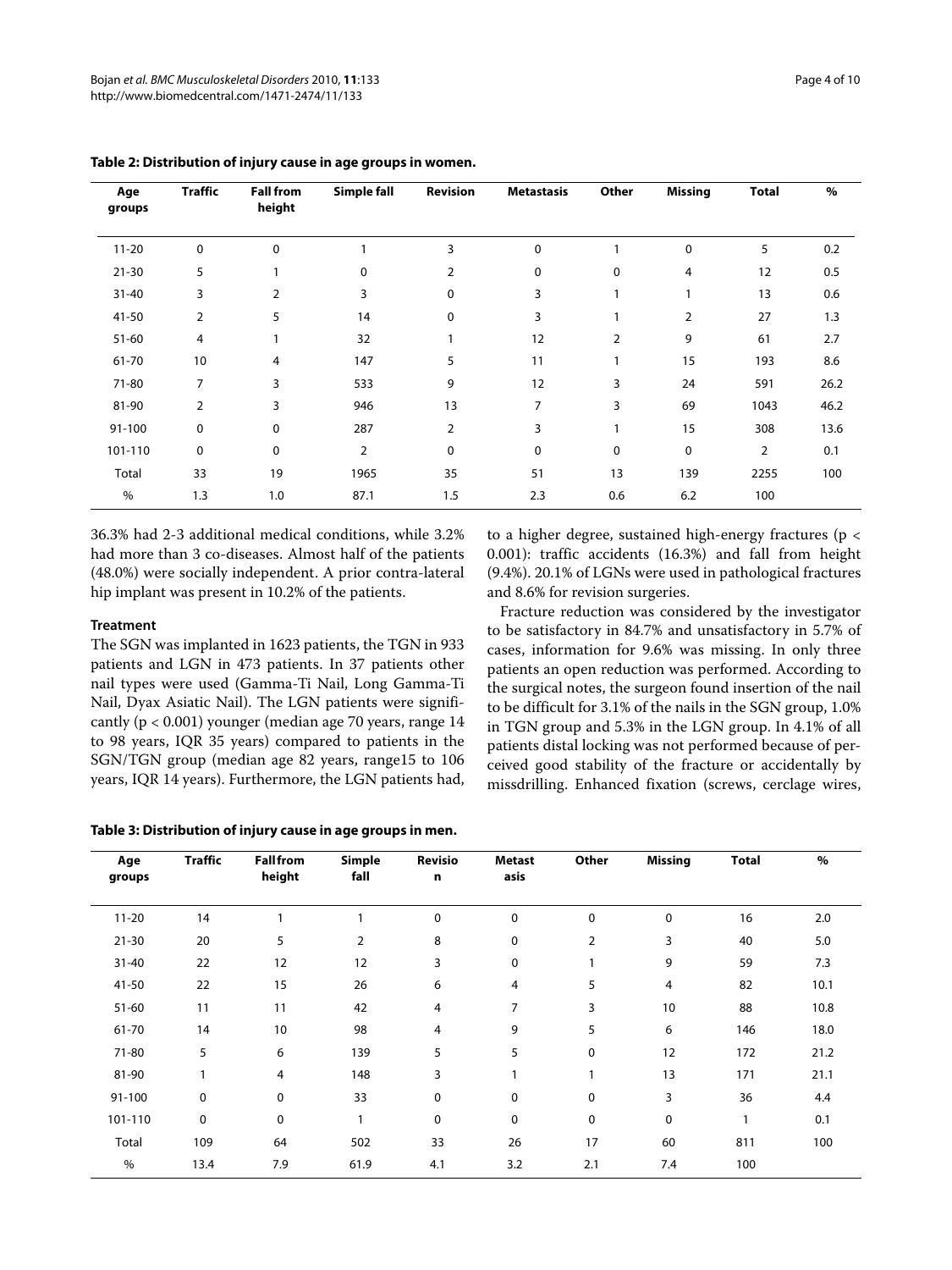**Table 2: Distribution of injury cause in age groups in women.**

| Age groups | Traffic | Fall from height | Simple fall | Revision | Metastasis | Other | Missing | Total | % |
|---|---|---|---|---|---|---|---|---|---|
| 11-20 | 0 | 0 | 1 | 3 | 0 | 1 | 0 | 5 | 0.2 |
| 21-30 | 5 | 1 | 0 | 2 | 0 | 0 | 4 | 12 | 0.5 |
| 31-40 | 3 | 2 | 3 | 0 | 3 | 1 | 1 | 13 | 0.6 |
| 41-50 | 2 | 5 | 14 | 0 | 3 | 1 | 2 | 27 | 1.3 |
| 51-60 | 4 | 1 | 32 | 1 | 12 | 2 | 9 | 61 | 2.7 |
| 61-70 | 10 | 4 | 147 | 5 | 11 | 1 | 15 | 193 | 8.6 |
| 71-80 | 7 | 3 | 533 | 9 | 12 | 3 | 24 | 591 | 26.2 |
| 81-90 | 2 | 3 | 946 | 13 | 7 | 3 | 69 | 1043 | 46.2 |
| 91-100 | 0 | 0 | 287 | 2 | 3 | 1 | 15 | 308 | 13.6 |
| 101-110 | 0 | 0 | 2 | 0 | 0 | 0 | 0 | 2 | 0.1 |
| Total | 33 | 19 | 1965 | 35 | 51 | 13 | 139 | 2255 | 100 |
| % | 1.3 | 1.0 | 87.1 | 1.5 | 2.3 | 0.6 | 6.2 | 100 | |

36.3% had 2-3 additional medical conditions, while 3.2% had more than 3 co-diseases. Almost half of the patients (48.0%) were socially independent. A prior contra-lateral hip implant was present in 10.2% of the patients.

### Treatment

The SGN was implanted in 1623 patients, the TGN in 933 patients and LGN in 473 patients. In 37 patients other nail types were used (Gamma-Ti Nail, Long Gamma-Ti Nail, Dyax Asiatic Nail). The LGN patients were significantly ($p < 0.001$) younger (median age 70 years, range 14 to 98 years, IQR 35 years) compared to patients in the SGN/TGN group (median age 82 years, range15 to 106 years, IQR 14 years). Furthermore, the LGN patients had, to a higher degree, sustained high-energy fractures ($p < 0.001$): traffic accidents (16.3%) and fall from height (9.4%). 20.1% of LGNs were used in pathological fractures and 8.6% for revision surgeries.

Fracture reduction was considered by the investigator to be satisfactory in 84.7% and unsatisfactory in 5.7% of cases, information for 9.6% was missing. In only three patients an open reduction was performed. According to the surgical notes, the surgeon found insertion of the nail to be difficult for 3.1% of the nails in the SGN group, 1.0% in TGN group and 5.3% in the LGN group. In 4.1% of all patients distal locking was not performed because of perceived good stability of the fracture or accidentally by missdrilling. Enhanced fixation (screws, cerclage wires,

**Table 3: Distribution of injury cause in age groups in men.**

| Age groups | Traffic | Fall from height | Simple fall | Revision | Metastasis | Other | Missing | Total | % |
|---|---|---|---|---|---|---|---|---|---|
| 11-20 | 14 | 1 | 1 | 0 | 0 | 0 | 0 | 16 | 2.0 |
| 21-30 | 20 | 5 | 2 | 8 | 0 | 2 | 3 | 40 | 5.0 |
| 31-40 | 22 | 12 | 12 | 3 | 0 | 1 | 9 | 59 | 7.3 |
| 41-50 | 22 | 15 | 26 | 6 | 4 | 5 | 4 | 82 | 10.1 |
| 51-60 | 11 | 11 | 42 | 4 | 7 | 3 | 10 | 88 | 10.8 |
| 61-70 | 14 | 10 | 98 | 4 | 9 | 5 | 6 | 146 | 18.0 |
| 71-80 | 5 | 6 | 139 | 5 | 5 | 0 | 12 | 172 | 21.2 |
| 81-90 | 1 | 4 | 148 | 3 | 1 | 1 | 13 | 171 | 21.1 |
| 91-100 | 0 | 0 | 33 | 0 | 0 | 0 | 3 | 36 | 4.4 |
| 101-110 | 0 | 0 | 1 | 0 | 0 | 0 | 0 | 1 | 0.1 |
| Total | 109 | 64 | 502 | 33 | 26 | 17 | 60 | 811 | 100 |
| % | 13.4 | 7.9 | 61.9 | 4.1 | 3.2 | 2.1 | 7.4 | 100 | |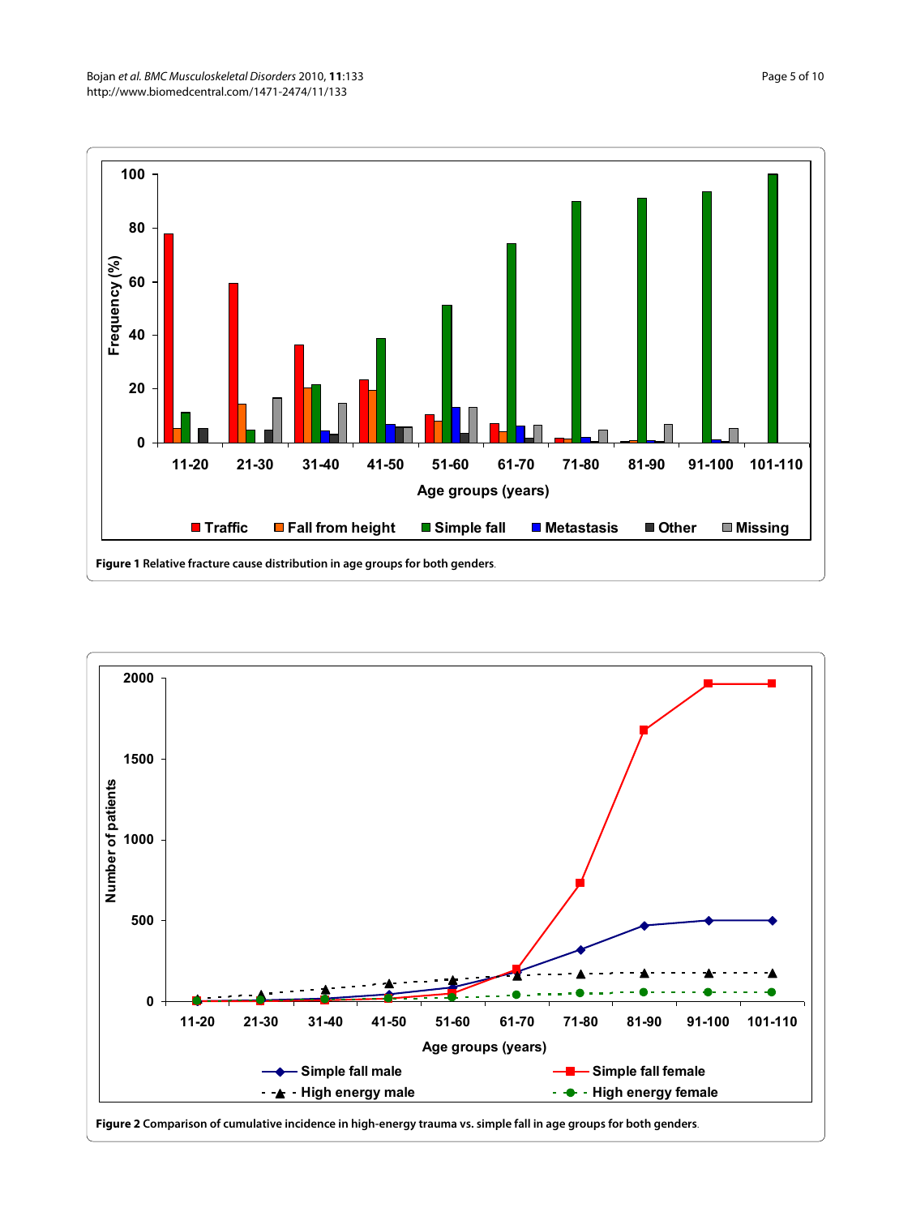**Figure 1 Relative fracture cause distribution in age groups for both genders**.

**Figure 2 Comparison of cumulative incidence in high-energy trauma vs. simple fall in age groups for both genders**.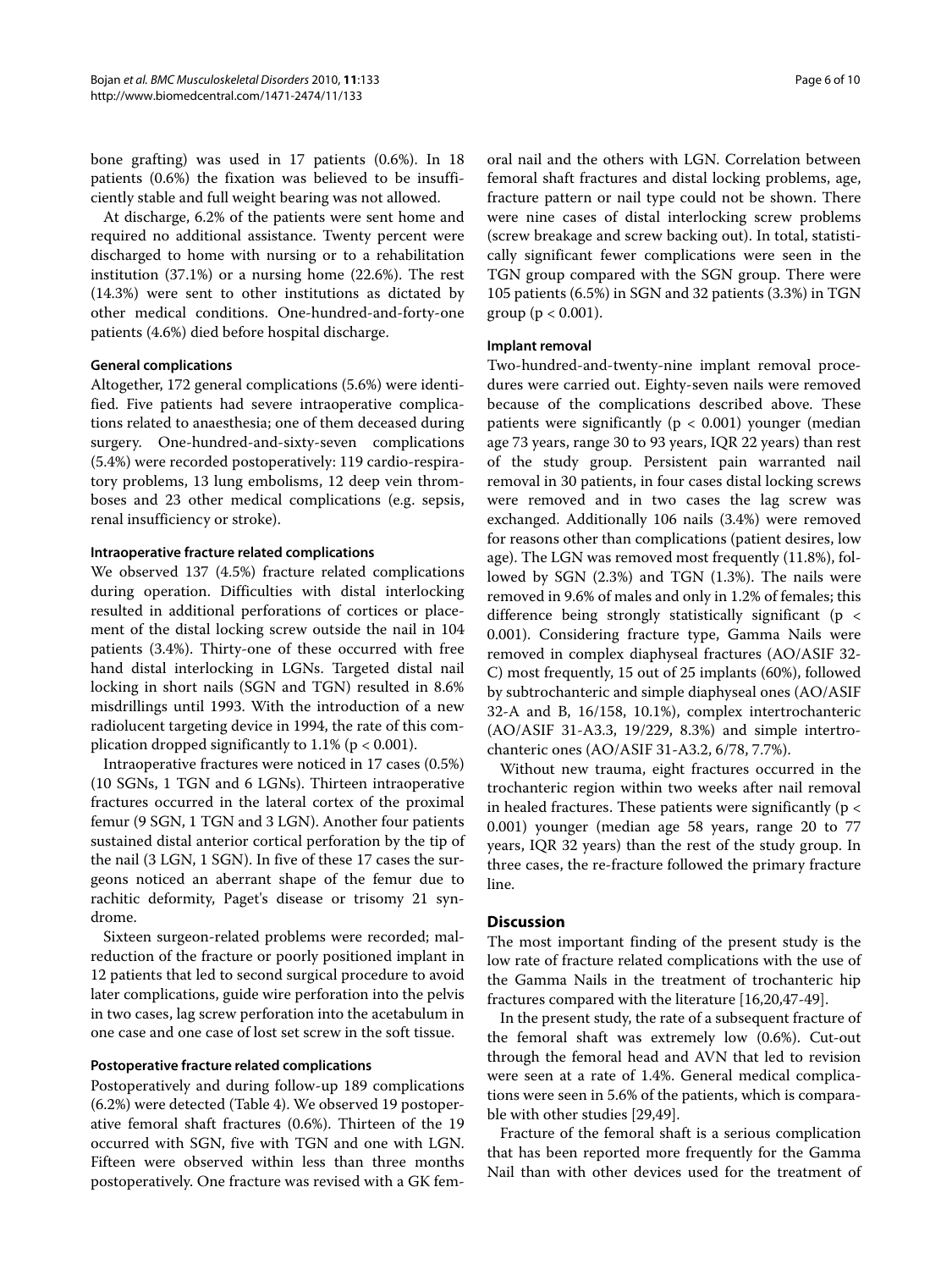bone grafting) was used in 17 patients (0.6%). In 18 patients (0.6%) the fixation was believed to be insufficiently stable and full weight bearing was not allowed.

At discharge, 6.2% of the patients were sent home and required no additional assistance. Twenty percent were discharged to home with nursing or to a rehabilitation institution (37.1%) or a nursing home (22.6%). The rest (14.3%) were sent to other institutions as dictated by other medical conditions. One-hundred-and-forty-one patients (4.6%) died before hospital discharge.

#### General complications

Altogether, 172 general complications (5.6%) were identified. Five patients had severe intraoperative complications related to anaesthesia; one of them deceased during surgery. One-hundred-and-sixty-seven complications (5.4%) were recorded postoperatively: 119 cardio-respiratory problems, 13 lung embolisms, 12 deep vein thromboses and 23 other medical complications (e.g. sepsis, renal insufficiency or stroke).

#### Intraoperative fracture related complications

We observed 137 (4.5%) fracture related complications during operation. Difficulties with distal interlocking resulted in additional perforations of cortices or placement of the distal locking screw outside the nail in 104 patients (3.4%). Thirty-one of these occurred with free hand distal interlocking in LGNs. Targeted distal nail locking in short nails (SGN and TGN) resulted in 8.6% misdrillings until 1993. With the introduction of a new radiolucent targeting device in 1994, the rate of this complication dropped significantly to 1.1% ($p < 0.001$).

Intraoperative fractures were noticed in 17 cases (0.5%) (10 SGNs, 1 TGN and 6 LGNs). Thirteen intraoperative fractures occurred in the lateral cortex of the proximal femur (9 SGN, 1 TGN and 3 LGN). Another four patients sustained distal anterior cortical perforation by the tip of the nail (3 LGN, 1 SGN). In five of these 17 cases the surgeons noticed an aberrant shape of the femur due to rachitic deformity, Paget's disease or trisomy 21 syndrome.

Sixteen surgeon-related problems were recorded; malreduction of the fracture or poorly positioned implant in 12 patients that led to second surgical procedure to avoid later complications, guide wire perforation into the pelvis in two cases, lag screw perforation into the acetabulum in one case and one case of lost set screw in the soft tissue.

#### Postoperative fracture related complications

Postoperatively and during follow-up 189 complications (6.2%) were detected (Table 4). We observed 19 postoperative femoral shaft fractures (0.6%). Thirteen of the 19 occurred with SGN, five with TGN and one with LGN. Fifteen were observed within less than three months postoperatively. One fracture was revised with a GK femoral nail and the others with LGN. Correlation between femoral shaft fractures and distal locking problems, age, fracture pattern or nail type could not be shown. There were nine cases of distal interlocking screw problems (screw breakage and screw backing out). In total, statistically significant fewer complications were seen in the TGN group compared with the SGN group. There were 105 patients (6.5%) in SGN and 32 patients (3.3%) in TGN group ($p < 0.001$).

#### Implant removal

Two-hundred-and-twenty-nine implant removal procedures were carried out. Eighty-seven nails were removed because of the complications described above. These patients were significantly ($p < 0.001$) younger (median age 73 years, range 30 to 93 years, IQR 22 years) than rest of the study group. Persistent pain warranted nail removal in 30 patients, in four cases distal locking screws were removed and in two cases the lag screw was exchanged. Additionally 106 nails (3.4%) were removed for reasons other than complications (patient desires, low age). The LGN was removed most frequently (11.8%), followed by SGN (2.3%) and TGN (1.3%). The nails were removed in 9.6% of males and only in 1.2% of females; this difference being strongly statistically significant ($p < 0.001$). Considering fracture type, Gamma Nails were removed in complex diaphyseal fractures (AO/ASIF 32-C) most frequently, 15 out of 25 implants (60%), followed by subtrochanteric and simple diaphyseal ones (AO/ASIF 32-A and B, 16/158, 10.1%), complex intertrochanteric (AO/ASIF 31-A3.3, 19/229, 8.3%) and simple intertrochanteric ones (AO/ASIF 31-A3.2, 6/78, 7.7%).

Without new trauma, eight fractures occurred in the trochanteric region within two weeks after nail removal in healed fractures. These patients were significantly ($p < 0.001$) younger (median age 58 years, range 20 to 77 years, IQR 32 years) than the rest of the study group. In three cases, the re-fracture followed the primary fracture line.

## Discussion

The most important finding of the present study is the low rate of fracture related complications with the use of the Gamma Nails in the treatment of trochanteric hip fractures compared with the literature [16,20,47-49].

In the present study, the rate of a subsequent fracture of the femoral shaft was extremely low (0.6%). Cut-out through the femoral head and AVN that led to revision were seen at a rate of 1.4%. General medical complications were seen in 5.6% of the patients, which is comparable with other studies [29,49].

Fracture of the femoral shaft is a serious complication that has been reported more frequently for the Gamma Nail than with other devices used for the treatment of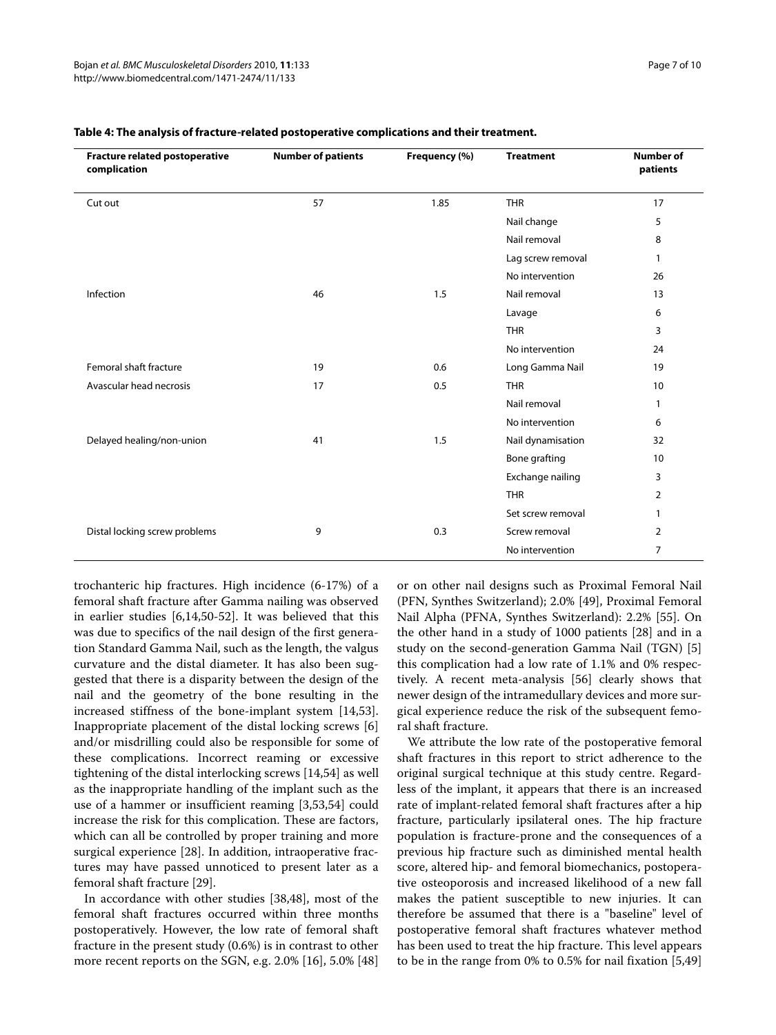**Table 4: The analysis of fracture-related postoperative complications and their treatment.**

| Fracture related postoperative complication | Number of patients | Frequency (%) | Treatment | Number of patients |
|---|---|---|---|---|
| Cut out | 57 | 1.85 | THR | 17 |
| | | | Nail change | 5 |
| | | | Nail removal | 8 |
| | | | Lag screw removal | 1 |
| | | | No intervention | 26 |
| Infection | 46 | 1.5 | Nail removal | 13 |
| | | | Lavage | 6 |
| | | | THR | 3 |
| | | | No intervention | 24 |
| Femoral shaft fracture | 19 | 0.6 | Long Gamma Nail | 19 |
| Avascular head necrosis | 17 | 0.5 | THR | 10 |
| | | | Nail removal | 1 |
| | | | No intervention | 6 |
| Delayed healing/non-union | 41 | 1.5 | Nail dynamisation | 32 |
| | | | Bone grafting | 10 |
| | | | Exchange nailing | 3 |
| | | | THR | 2 |
| | | | Set screw removal | 1 |
| Distal locking screw problems | 9 | 0.3 | Screw removal | 2 |
| | | | No intervention | 7 |

trochanteric hip fractures. High incidence (6-17%) of a femoral shaft fracture after Gamma nailing was observed in earlier studies [6,14,50-52]. It was believed that this was due to specifics of the nail design of the first generation Standard Gamma Nail, such as the length, the valgus curvature and the distal diameter. It has also been suggested that there is a disparity between the design of the nail and the geometry of the bone resulting in the increased stiffness of the bone-implant system [14,53]. Inappropriate placement of the distal locking screws [6] and/or misdrilling could also be responsible for some of these complications. Incorrect reaming or excessive tightening of the distal interlocking screws [14,54] as well as the inappropriate handling of the implant such as the use of a hammer or insufficient reaming [3,53,54] could increase the risk for this complication. These are factors, which can all be controlled by proper training and more surgical experience [28]. In addition, intraoperative fractures may have passed unnoticed to present later as a femoral shaft fracture [29].

In accordance with other studies [38,48], most of the femoral shaft fractures occurred within three months postoperatively. However, the low rate of femoral shaft fracture in the present study (0.6%) is in contrast to other more recent reports on the SGN, e.g. 2.0% [16], 5.0% [48] or on other nail designs such as Proximal Femoral Nail (PFN, Synthes Switzerland); 2.0% [49], Proximal Femoral Nail Alpha (PFNA, Synthes Switzerland): 2.2% [55]. On the other hand in a study of 1000 patients [28] and in a study on the second-generation Gamma Nail (TGN) [5] this complication had a low rate of 1.1% and 0% respectively. A recent meta-analysis [56] clearly shows that newer design of the intramedullary devices and more surgical experience reduce the risk of the subsequent femoral shaft fracture.

We attribute the low rate of the postoperative femoral shaft fractures in this report to strict adherence to the original surgical technique at this study centre. Regardless of the implant, it appears that there is an increased rate of implant-related femoral shaft fractures after a hip fracture, particularly ipsilateral ones. The hip fracture population is fracture-prone and the consequences of a previous hip fracture such as diminished mental health score, altered hip- and femoral biomechanics, postoperative osteoporosis and increased likelihood of a new fall makes the patient susceptible to new injuries. It can therefore be assumed that there is a "baseline" level of postoperative femoral shaft fractures whatever method has been used to treat the hip fracture. This level appears to be in the range from 0% to 0.5% for nail fixation [5,49]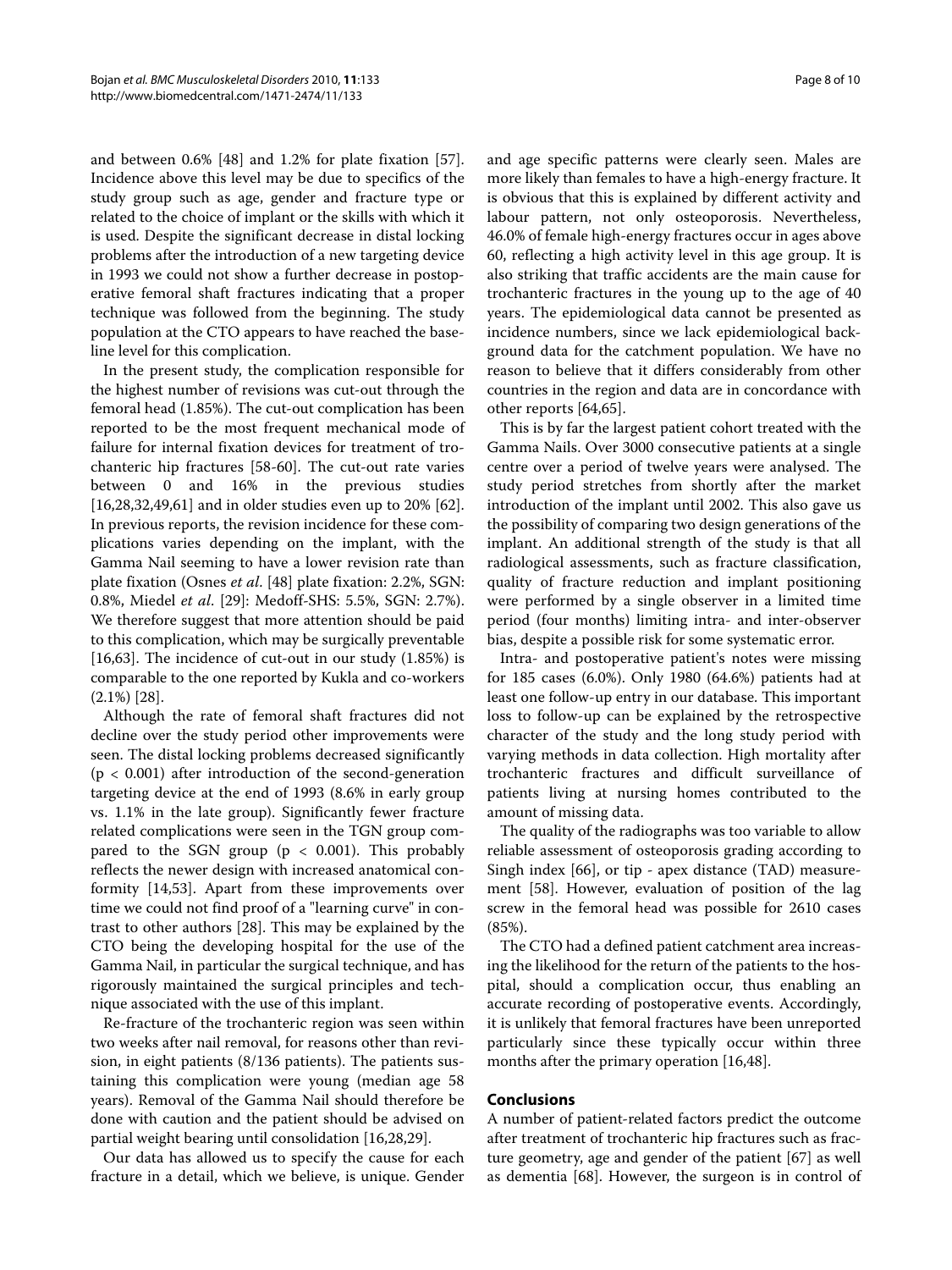and between 0.6% [48] and 1.2% for plate fixation [57]. Incidence above this level may be due to specifics of the study group such as age, gender and fracture type or related to the choice of implant or the skills with which it is used. Despite the significant decrease in distal locking problems after the introduction of a new targeting device in 1993 we could not show a further decrease in postoperative femoral shaft fractures indicating that a proper technique was followed from the beginning. The study population at the CTO appears to have reached the baseline level for this complication.

In the present study, the complication responsible for the highest number of revisions was cut-out through the femoral head (1.85%). The cut-out complication has been reported to be the most frequent mechanical mode of failure for internal fixation devices for treatment of trochanteric hip fractures [58-60]. The cut-out rate varies between 0 and 16% in the previous studies [16,28,32,49,61] and in older studies even up to 20% [62]. In previous reports, the revision incidence for these complications varies depending on the implant, with the Gamma Nail seeming to have a lower revision rate than plate fixation (Osnes *et al*. [48] plate fixation: 2.2%, SGN: 0.8%, Miedel *et al*. [29]: Medoff-SHS: 5.5%, SGN: 2.7%). We therefore suggest that more attention should be paid to this complication, which may be surgically preventable [16,63]. The incidence of cut-out in our study (1.85%) is comparable to the one reported by Kukla and co-workers (2.1%) [28].

Although the rate of femoral shaft fractures did not decline over the study period other improvements were seen. The distal locking problems decreased significantly ($p < 0.001$) after introduction of the second-generation targeting device at the end of 1993 (8.6% in early group vs. 1.1% in the late group). Significantly fewer fracture related complications were seen in the TGN group compared to the SGN group ($p < 0.001$). This probably reflects the newer design with increased anatomical conformity [14,53]. Apart from these improvements over time we could not find proof of a "learning curve" in contrast to other authors [28]. This may be explained by the CTO being the developing hospital for the use of the Gamma Nail, in particular the surgical technique, and has rigorously maintained the surgical principles and technique associated with the use of this implant.

Re-fracture of the trochanteric region was seen within two weeks after nail removal, for reasons other than revision, in eight patients (8/136 patients). The patients sustaining this complication were young (median age 58 years). Removal of the Gamma Nail should therefore be done with caution and the patient should be advised on partial weight bearing until consolidation [16,28,29].

Our data has allowed us to specify the cause for each fracture in a detail, which we believe, is unique. Gender and age specific patterns were clearly seen. Males are more likely than females to have a high-energy fracture. It is obvious that this is explained by different activity and labour pattern, not only osteoporosis. Nevertheless, 46.0% of female high-energy fractures occur in ages above 60, reflecting a high activity level in this age group. It is also striking that traffic accidents are the main cause for trochanteric fractures in the young up to the age of 40 years. The epidemiological data cannot be presented as incidence numbers, since we lack epidemiological background data for the catchment population. We have no reason to believe that it differs considerably from other countries in the region and data are in concordance with other reports [64,65].

This is by far the largest patient cohort treated with the Gamma Nails. Over 3000 consecutive patients at a single centre over a period of twelve years were analysed. The study period stretches from shortly after the market introduction of the implant until 2002. This also gave us the possibility of comparing two design generations of the implant. An additional strength of the study is that all radiological assessments, such as fracture classification, quality of fracture reduction and implant positioning were performed by a single observer in a limited time period (four months) limiting intra- and inter-observer bias, despite a possible risk for some systematic error.

Intra- and postoperative patient's notes were missing for 185 cases (6.0%). Only 1980 (64.6%) patients had at least one follow-up entry in our database. This important loss to follow-up can be explained by the retrospective character of the study and the long study period with varying methods in data collection. High mortality after trochanteric fractures and difficult surveillance of patients living at nursing homes contributed to the amount of missing data.

The quality of the radiographs was too variable to allow reliable assessment of osteoporosis grading according to Singh index [66], or tip - apex distance (TAD) measurement [58]. However, evaluation of position of the lag screw in the femoral head was possible for 2610 cases (85%).

The CTO had a defined patient catchment area increasing the likelihood for the return of the patients to the hospital, should a complication occur, thus enabling an accurate recording of postoperative events. Accordingly, it is unlikely that femoral fractures have been unreported particularly since these typically occur within three months after the primary operation [16,48].

## Conclusions

A number of patient-related factors predict the outcome after treatment of trochanteric hip fractures such as fracture geometry, age and gender of the patient [67] as well as dementia [68]. However, the surgeon is in control of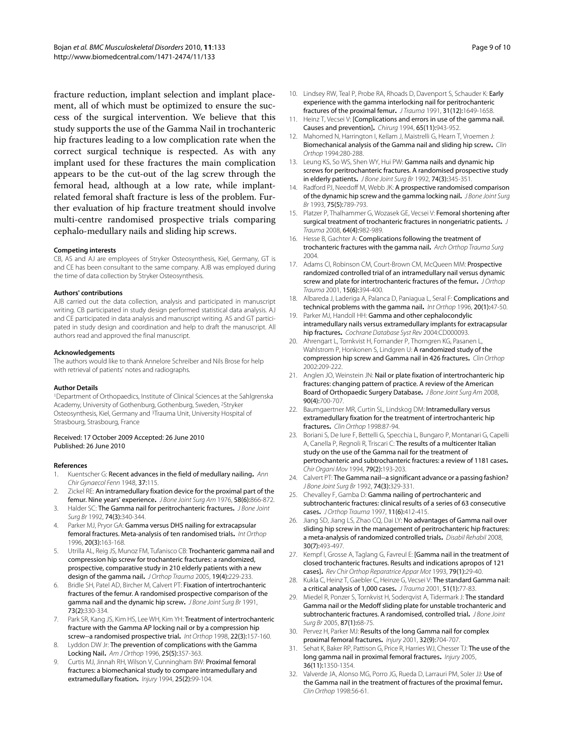fracture reduction, implant selection and implant placement, all of which must be optimized to ensure the success of the surgical intervention. We believe that this study supports the use of the Gamma Nail in trochanteric hip fractures leading to a low complication rate when the correct surgical technique is respected. As with any implant used for these fractures the main complication appears to be the cut-out of the lag screw through the femoral head, although at a low rate, while implant-related femoral shaft fracture is less of the problem. Further evaluation of hip fracture treatment should involve multi-centre randomised prospective trials comparing cephalo-medullary nails and sliding hip screws.

#### Competing interests

CB, AS and AJ are employees of Stryker Osteosynthesis, Kiel, Germany, GT is and CE has been consultant to the same company. AJB was employed during the time of data collection by Stryker Osteosynthesis.

#### Authors' contributions

AJB carried out the data collection, analysis and participated in manuscript writing. CB participated in study design performed statistical data analysis. AJ and CE participated in data analysis and manuscript writing. AS and GT participated in study design and coordination and help to draft the manuscript. All authors read and approved the final manuscript.

#### Acknowledgements

The authors would like to thank Annelore Schreiber and Nils Brose for help with retrieval of patients' notes and radiographs.

#### Author Details

[1]Department of Orthopaedics, Institute of Clinical Sciences at the Sahlgrenska Academy, University of Gothenburg, Gothenburg, Sweden, [2]Stryker Osteosynthesis, Kiel, Germany and [3]Trauma Unit, University Hospital of Strasbourg, Strasbourg, France

Received: 17 October 2009 Accepted: 26 June 2010
Published: 26 June 2010

#### References

1. Kuentscher G: **Recent advances in the field of medullary nailing.** *Ann Chir Gynaecol Fenn* 1948, **37:**115.
2. Zickel RE: **An intramedullary fixation device for the proximal part of the femur. Nine years' experience.** *J Bone Joint Surg Am* 1976, **58(6):**866-872.
3. Halder SC: **The Gamma nail for peritrochanteric fractures.** *J Bone Joint Surg Br* 1992, **74(3):**340-344.
4. Parker MJ, Pryor GA: **Gamma versus DHS nailing for extracapsular femoral fractures. Meta-analysis of ten randomised trials.** *Int Orthop* 1996, **20(3):**163-168.
5. Utrilla AL, Reig JS, Munoz FM, Tufanisco CB: **Trochanteric gamma nail and compression hip screw for trochanteric fractures: a randomized, prospective, comparative study in 210 elderly patients with a new design of the gamma nail.** *J Orthop Trauma* 2005, **19(4):**229-233.
6. Bridle SH, Patel AD, Bircher M, Calvert PT: **Fixation of intertrochanteric fractures of the femur. A randomised prospective comparison of the gamma nail and the dynamic hip screw.** *J Bone Joint Surg Br* 1991, **73(2):**330-334.
7. Park SR, Kang JS, Kim HS, Lee WH, Kim YH: **Treatment of intertrochanteric fracture with the Gamma AP locking nail or by a compression hip screw--a randomised prospective trial.** *Int Orthop* 1998, **22(3):**157-160.
8. Lyddon DW Jr: **The prevention of complications with the Gamma Locking Nail.** *Am J Orthop* 1996, **25(5):**357-363.
9. Curtis MJ, Jinnah RH, Wilson V, Cunningham BW: **Proximal femoral fractures: a biomechanical study to compare intramedullary and extramedullary fixation.** *Injury* 1994, **25(2):**99-104.
10. Lindsey RW, Teal P, Probe RA, Rhoads D, Davenport S, Schauder K: **Early experience with the gamma interlocking nail for peritrochanteric fractures of the proximal femur.** *J Trauma* 1991, **31(12):**1649-1658.
11. Heinz T, Vecsei V: **[Complications and errors in use of the gamma nail. Causes and prevention].** *Chirurg* 1994, **65(11):**943-952.
12. Mahomed N, Harrington I, Kellam J, Maistrelli G, Hearn T, Vroemen J: **Biomechanical analysis of the Gamma nail and sliding hip screw.** *Clin Orthop* 1994:280-288.
13. Leung KS, So WS, Shen WY, Hui PW: **Gamma nails and dynamic hip screws for peritrochanteric fractures. A randomised prospective study in elderly patients.** *J Bone Joint Surg Br* 1992, **74(3):**345-351.
14. Radford PJ, Needoff M, Webb JK: **A prospective randomised comparison of the dynamic hip screw and the gamma locking nail.** *J Bone Joint Surg Br* 1993, **75(5):**789-793.
15. Platzer P, Thalhammer G, Wozasek GE, Vecsei V: **Femoral shortening after surgical treatment of trochanteric fractures in nongeriatric patients.** *J Trauma* 2008, **64(4):**982-989.
16. Hesse B, Gachter A: **Complications following the treatment of trochanteric fractures with the gamma nail.** *Arch Orthop Trauma Surg* 2004.
17. Adams CI, Robinson CM, Court-Brown CM, McQueen MM: **Prospective randomized controlled trial of an intramedullary nail versus dynamic screw and plate for intertrochanteric fractures of the femur.** *J Orthop Trauma* 2001, **15(6):**394-400.
18. Albareda J, Laderiga A, Palanca D, Paniagua L, Seral F: **Complications and technical problems with the gamma nail.** *Int Orthop* 1996, **20(1):**47-50.
19. Parker MJ, Handoll HH: **Gamma and other cephalocondylic intramedullary nails versus extramedullary implants for extracapsular hip fractures.** *Cochrane Database Syst Rev* 2004:CD000093.
20. Ahrengart L, Tornkvist H, Fornander P, Thorngren KG, Pasanen L, Wahlstrom P, Honkonen S, Lindgren U: **A randomized study of the compression hip screw and Gamma nail in 426 fractures.** *Clin Orthop* 2002:209-222.
21. Anglen JO, Weinstein JN: **Nail or plate fixation of intertrochanteric hip fractures: changing pattern of practice. A review of the American Board of Orthopaedic Surgery Database.** *J Bone Joint Surg Am* 2008, **90(4):**700-707.
22. Baumgaertner MR, Curtin SL, Lindskog DM: **Intramedullary versus extramedullary fixation for the treatment of intertrochanteric hip fractures.** *Clin Orthop* 1998:87-94.
23. Boriani S, De Iure F, Bettelli G, Specchia L, Bungaro P, Montanari G, Capelli A, Canella P, Regnoli R, Triscari C: **The results of a multicenter Italian study on the use of the Gamma nail for the treatment of pertrochanteric and subtrochanteric fractures: a review of 1181 cases.** *Chir Organi Mov* 1994, **79(2):**193-203.
24. Calvert PT: **The Gamma nail--a significant advance or a passing fashion?** *J Bone Joint Surg Br* 1992, **74(3):**329-331.
25. Chevalley F, Gamba D: **Gamma nailing of pertrochanteric and subtrochanteric fractures: clinical results of a series of 63 consecutive cases.** *J Orthop Trauma* 1997, **11(6):**412-415.
26. Jiang SD, Jiang LS, Zhao CQ, Dai LY: **No advantages of Gamma nail over sliding hip screw in the management of peritrochanteric hip fractures: a meta-analysis of randomized controlled trials.** *Disabil Rehabil* 2008, **30(7):**493-497.
27. Kempf I, Grosse A, Taglang G, Favreul E: **[Gamma nail in the treatment of closed trochanteric fractures. Results and indications apropos of 121 cases].** *Rev Chir Orthop Reparatrice Appar Mot* 1993, **79(1):**29-40.
28. Kukla C, Heinz T, Gaebler C, Heinze G, Vecsei V: **The standard Gamma nail: a critical analysis of 1,000 cases.** *J Trauma* 2001, **51(1):**77-83.
29. Miedel R, Ponzer S, Tornkvist H, Soderqvist A, Tidermark J: **The standard Gamma nail or the Medoff sliding plate for unstable trochanteric and subtrochanteric fractures. A randomised, controlled trial.** *J Bone Joint Surg Br* 2005, **87(1):**68-75.
30. Pervez H, Parker MJ: **Results of the long Gamma nail for complex proximal femoral fractures.** *Injury* 2001, **32(9):**704-707.
31. Sehat K, Baker RP, Pattison G, Price R, Harries WJ, Chesser TJ: **The use of the long gamma nail in proximal femoral fractures.** *Injury* 2005, **36(11):**1350-1354.
32. Valverde JA, Alonso MG, Porro JG, Rueda D, Larrauri PM, Soler JJ: **Use of the Gamma nail in the treatment of fractures of the proximal femur.** *Clin Orthop* 1998:56-61.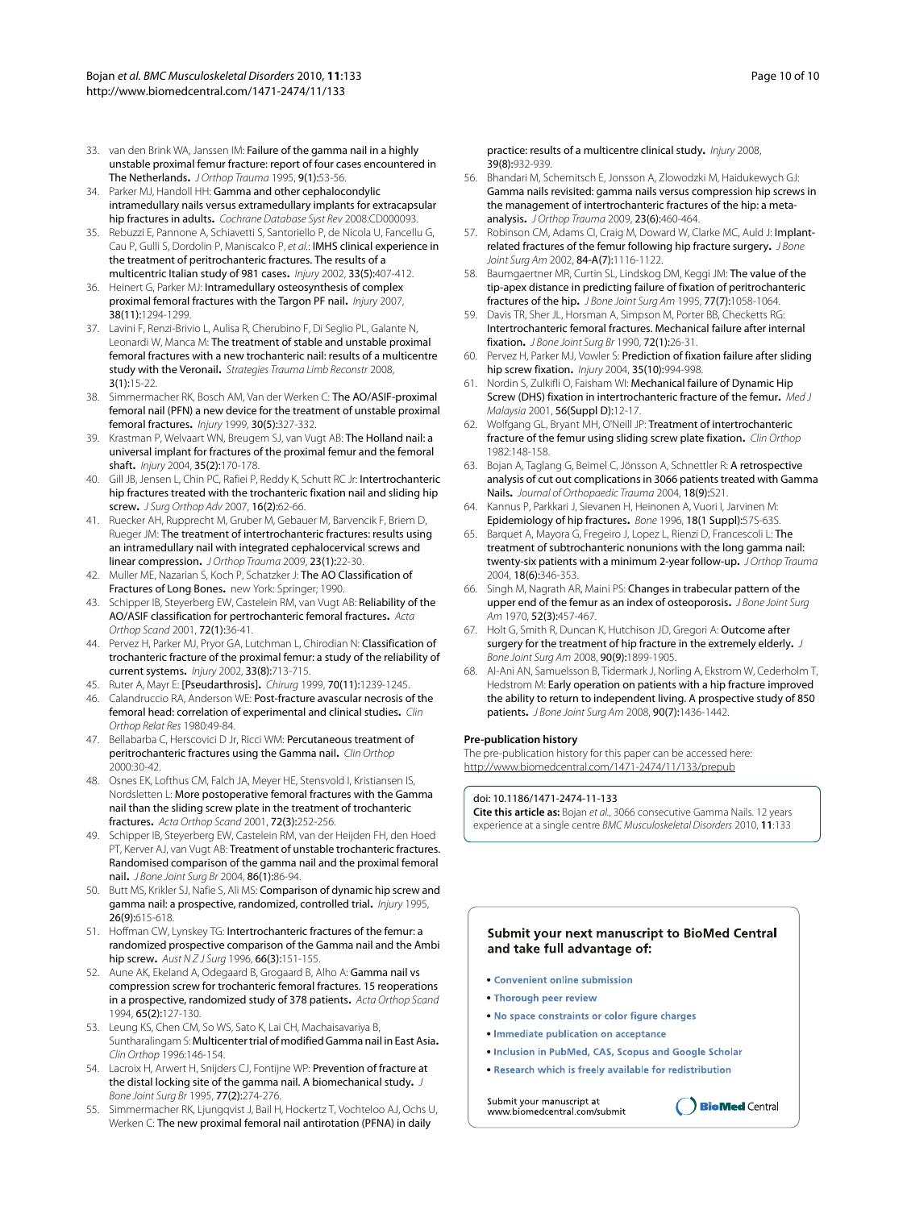33. van den Brink WA, Janssen IM: **Failure of the gamma nail in a highly unstable proximal femur fracture: report of four cases encountered in The Netherlands.** *J Orthop Trauma* 1995, **9(1):**53-56.
34. Parker MJ, Handoll HH: **Gamma and other cephalocondylic intramedullary nails versus extramedullary implants for extracapsular hip fractures in adults.** *Cochrane Database Syst Rev* 2008:CD000093.
35. Rebuzzi E, Pannone A, Schiavetti S, Santoriello P, de Nicola U, Fancellu G, Cau P, Gulli S, Dordolin P, Maniscalco P, *et al.*: **IMHS clinical experience in the treatment of peritrochanteric fractures. The results of a multicentric Italian study of 981 cases.** *Injury* 2002, **33(5):**407-412.
36. Heinert G, Parker MJ: **Intramedullary osteosynthesis of complex proximal femoral fractures with the Targon PF nail.** *Injury* 2007, **38(11):**1294-1299.
37. Lavini F, Renzi-Brivio L, Aulisa R, Cherubino F, Di Seglio PL, Galante N, Leonardi W, Manca M: **The treatment of stable and unstable proximal femoral fractures with a new trochanteric nail: results of a multicentre study with the Veronail.** *Strategies Trauma Limb Reconstr* 2008, **3(1):**15-22.
38. Simmermacher RK, Bosch AM, Van der Werken C: **The AO/ASIF-proximal femoral nail (PFN) a new device for the treatment of unstable proximal femoral fractures.** *Injury* 1999, **30(5):**327-332.
39. Krastman P, Welvaart WN, Breugem SJ, van Vugt AB: **The Holland nail: a universal implant for fractures of the proximal femur and the femoral shaft.** *Injury* 2004, **35(2):**170-178.
40. Gill JB, Jensen L, Chin PC, Rafiei P, Reddy K, Schutt RC Jr: **Intertrochanteric hip fractures treated with the trochanteric fixation nail and sliding hip screw.** *J Surg Orthop Adv* 2007, **16(2):**62-66.
41. Ruecker AH, Rupprecht M, Gruber M, Gebauer M, Barvencik F, Briem D, Rueger JM: **The treatment of intertrochanteric fractures: results using an intramedullary nail with integrated cephalocervical screws and linear compression.** *J Orthop Trauma* 2009, **23(1):**22-30.
42. Muller ME, Nazarian S, Koch P, Schatzker J: **The AO Classification of Fractures of Long Bones.** new York: Springer; 1990.
43. Schipper IB, Steyerberg EW, Castelein RM, van Vugt AB: **Reliability of the AO/ASIF classification for pertrochanteric femoral fractures.** *Acta Orthop Scand* 2001, **72(1):**36-41.
44. Pervez H, Parker MJ, Pryor GA, Lutchman L, Chirodian N: **Classification of trochanteric fracture of the proximal femur: a study of the reliability of current systems.** *Injury* 2002, **33(8):**713-715.
45. Ruter A, Mayr E: **[Pseudarthrosis].** *Chirurg* 1999, **70(11):**1239-1245.
46. Calandruccio RA, Anderson WE: **Post-fracture avascular necrosis of the femoral head: correlation of experimental and clinical studies.** *Clin Orthop Relat Res* 1980:49-84.
47. Bellabarba C, Herscovici D Jr, Ricci WM: **Percutaneous treatment of peritrochanteric fractures using the Gamma nail.** *Clin Orthop* 2000:30-42.
48. Osnes EK, Lofthus CM, Falch JA, Meyer HE, Stensvold I, Kristiansen IS, Nordsletten L: **More postoperative femoral fractures with the Gamma nail than the sliding screw plate in the treatment of trochanteric fractures.** *Acta Orthop Scand* 2001, **72(3):**252-256.
49. Schipper IB, Steyerberg EW, Castelein RM, van der Heijden FH, den Hoed PT, Kerver AJ, van Vugt AB: **Treatment of unstable trochanteric fractures. Randomised comparison of the gamma nail and the proximal femoral nail.** *J Bone Joint Surg Br* 2004, **86(1):**86-94.
50. Butt MS, Krikler SJ, Nafie S, Ali MS: **Comparison of dynamic hip screw and gamma nail: a prospective, randomized, controlled trial.** *Injury* 1995, **26(9):**615-618.
51. Hoffman CW, Lynskey TG: **Intertrochanteric fractures of the femur: a randomized prospective comparison of the Gamma nail and the Ambi hip screw.** *Aust N Z J Surg* 1996, **66(3):**151-155.
52. Aune AK, Ekeland A, Odegaard B, Grogaard B, Alho A: **Gamma nail vs compression screw for trochanteric femoral fractures. 15 reoperations in a prospective, randomized study of 378 patients.** *Acta Orthop Scand* 1994, **65(2):**127-130.
53. Leung KS, Chen CM, So WS, Sato K, Lai CH, Machaisavariya B, Suntharalingam S: **Multicenter trial of modified Gamma nail in East Asia.** *Clin Orthop* 1996:146-154.
54. Lacroix H, Arwert H, Snijders CJ, Fontijne WP: **Prevention of fracture at the distal locking site of the gamma nail. A biomechanical study.** *J Bone Joint Surg Br* 1995, **77(2):**274-276.
55. Simmermacher RK, Ljungqvist J, Bail H, Hockertz T, Vochteloo AJ, Ochs U, Werken C: **The new proximal femoral nail antirotation (PFNA) in daily practice: results of a multicentre clinical study.** *Injury* 2008, **39(8):**932-939.
56. Bhandari M, Schemitsch E, Jonsson A, Zlowodzki M, Haidukewych GJ: **Gamma nails revisited: gamma nails versus compression hip screws in the management of intertrochanteric fractures of the hip: a meta-analysis.** *J Orthop Trauma* 2009, **23(6):**460-464.
57. Robinson CM, Adams CI, Craig M, Doward W, Clarke MC, Auld J: **Implant-related fractures of the femur following hip fracture surgery.** *J Bone Joint Surg Am* 2002, **84-A(7):**1116-1122.
58. Baumgaertner MR, Curtin SL, Lindskog DM, Keggi JM: **The value of the tip-apex distance in predicting failure of fixation of peritrochanteric fractures of the hip.** *J Bone Joint Surg Am* 1995, **77(7):**1058-1064.
59. Davis TR, Sher JL, Horsman A, Simpson M, Porter BB, Checketts RG: **Intertrochanteric femoral fractures. Mechanical failure after internal fixation.** *J Bone Joint Surg Br* 1990, **72(1):**26-31.
60. Pervez H, Parker MJ, Vowler S: **Prediction of fixation failure after sliding hip screw fixation.** *Injury* 2004, **35(10):**994-998.
61. Nordin S, Zulkifli O, Faisham WI: **Mechanical failure of Dynamic Hip Screw (DHS) fixation in intertrochanteric fracture of the femur.** *Med J Malaysia* 2001, **56(Suppl D):**12-17.
62. Wolfgang GL, Bryant MH, O'Neill JP: **Treatment of intertrochanteric fracture of the femur using sliding screw plate fixation.** *Clin Orthop* 1982:148-158.
63. Bojan A, Taglang G, Beimel C, Jönsson A, Schnettler R: **A retrospective analysis of cut out complications in 3066 patients treated with Gamma Nails.** *Journal of Orthopaedic Trauma* 2004, **18(9):**S21.
64. Kannus P, Parkkari J, Sievanen H, Heinonen A, Vuori I, Jarvinen M: **Epidemiology of hip fractures.** *Bone* 1996, **18(1 Suppl):**57S-63S.
65. Barquet A, Mayora G, Fregeiro J, Lopez L, Rienzi D, Francescoli L: **The treatment of subtrochanteric nonunions with the long gamma nail: twenty-six patients with a minimum 2-year follow-up.** *J Orthop Trauma* 2004, **18(6):**346-353.
66. Singh M, Nagrath AR, Maini PS: **Changes in trabecular pattern of the upper end of the femur as an index of osteoporosis.** *J Bone Joint Surg Am* 1970, **52(3):**457-467.
67. Holt G, Smith R, Duncan K, Hutchison JD, Gregori A: **Outcome after surgery for the treatment of hip fracture in the extremely elderly.** *J Bone Joint Surg Am* 2008, **90(9):**1899-1905.
68. Al-Ani AN, Samuelsson B, Tidermark J, Norling A, Ekstrom W, Cederholm T, Hedstrom M: **Early operation on patients with a hip fracture improved the ability to return to independent living. A prospective study of 850 patients.** *J Bone Joint Surg Am* 2008, **90(7):**1436-1442.

### Pre-publication history

The pre-publication history for this paper can be accessed here:
http://www.biomedcentral.com/1471-2474/11/133/prepub

doi: 10.1186/1471-2474-11-133
**Cite this article as:** Bojan *et al.*, 3066 consecutive Gamma Nails. 12 years experience at a single centre *BMC Musculoskeletal Disorders* 2010, **11**:133

**Submit your next manuscript to BioMed Central and take full advantage of:**

- Convenient online submission
- Thorough peer review
- No space constraints or color figure charges
- Immediate publication on acceptance
- Inclusion in PubMed, CAS, Scopus and Google Scholar
- Research which is freely available for redistribution

Submit your manuscript at
www.biomedcentral.com/submit

BioMed Central